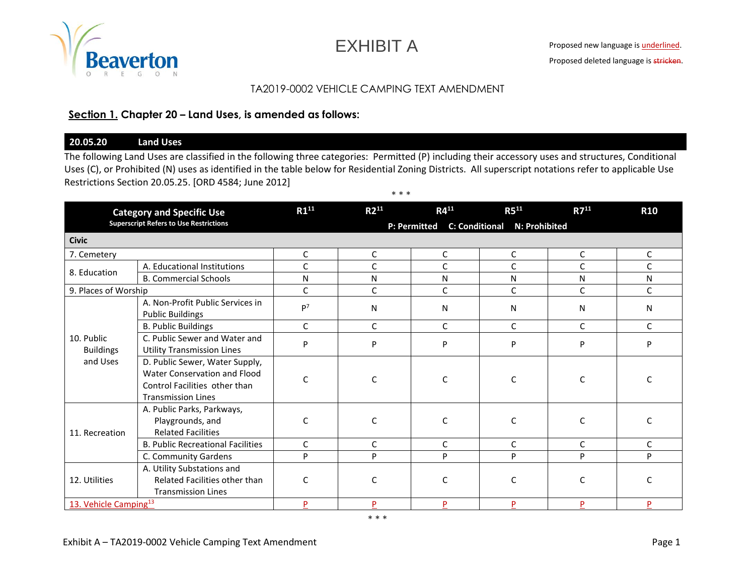# EXHIBIT A

Proposed new language is underlined.

Proposed deleted language is ~~stricken~~.

TA2019-0002 VEHICLE CAMPING TEXT AMENDMENT

**Section 1. Chapter 20 – Land Uses, is amended as follows:**

## 20.05.20 Land Uses

The following Land Uses are classified in the following three categories: Permitted (P) including their accessory uses and structures, Conditional Uses (C), or Prohibited (N) uses as identified in the table below for Residential Zoning Districts. All superscript notations refer to applicable Use Restrictions Section 20.05.25. [ORD 4584; June 2012]

\* \* \*

| Category and Specific Use (Superscript Refers to Use Restrictions) | | R1[11] | R2[11] | R4[11] | R5[11] | R7[11] | R10 |
|---|---|---|---|---|---|---|---|
| | | P: Permitted | C: Conditional | N: Prohibited | | | |
| **Civic** | | | | | | | |
| 7. Cemetery | | C | C | C | C | C | C |
| 8. Education | A. Educational Institutions | C | C | C | C | C | C |
| | B. Commercial Schools | N | N | N | N | N | N |
| 9. Places of Worship | | C | C | C | C | C | C |
| 10. Public Buildings and Uses | A. Non-Profit Public Services in Public Buildings | P[7] | N | N | N | N | N |
| | B. Public Buildings | C | C | C | C | C | C |
| | C. Public Sewer and Water and Utility Transmission Lines | P | P | P | P | P | P |
| | D. Public Sewer, Water Supply, Water Conservation and Flood Control Facilities other than Transmission Lines | C | C | C | C | C | C |
| 11. Recreation | A. Public Parks, Parkways, Playgrounds, and Related Facilities | C | C | C | C | C | C |
| | B. Public Recreational Facilities | C | C | C | C | C | C |
| | C. Community Gardens | P | P | P | P | P | P |
| 12. Utilities | A. Utility Substations and Related Facilities other than Transmission Lines | C | C | C | C | C | C |
| <u>13. Vehicle Camping[13]</u> | | <u>P</u> | <u>P</u> | <u>P</u> | <u>P</u> | <u>P</u> | <u>P</u> |

\* \* \*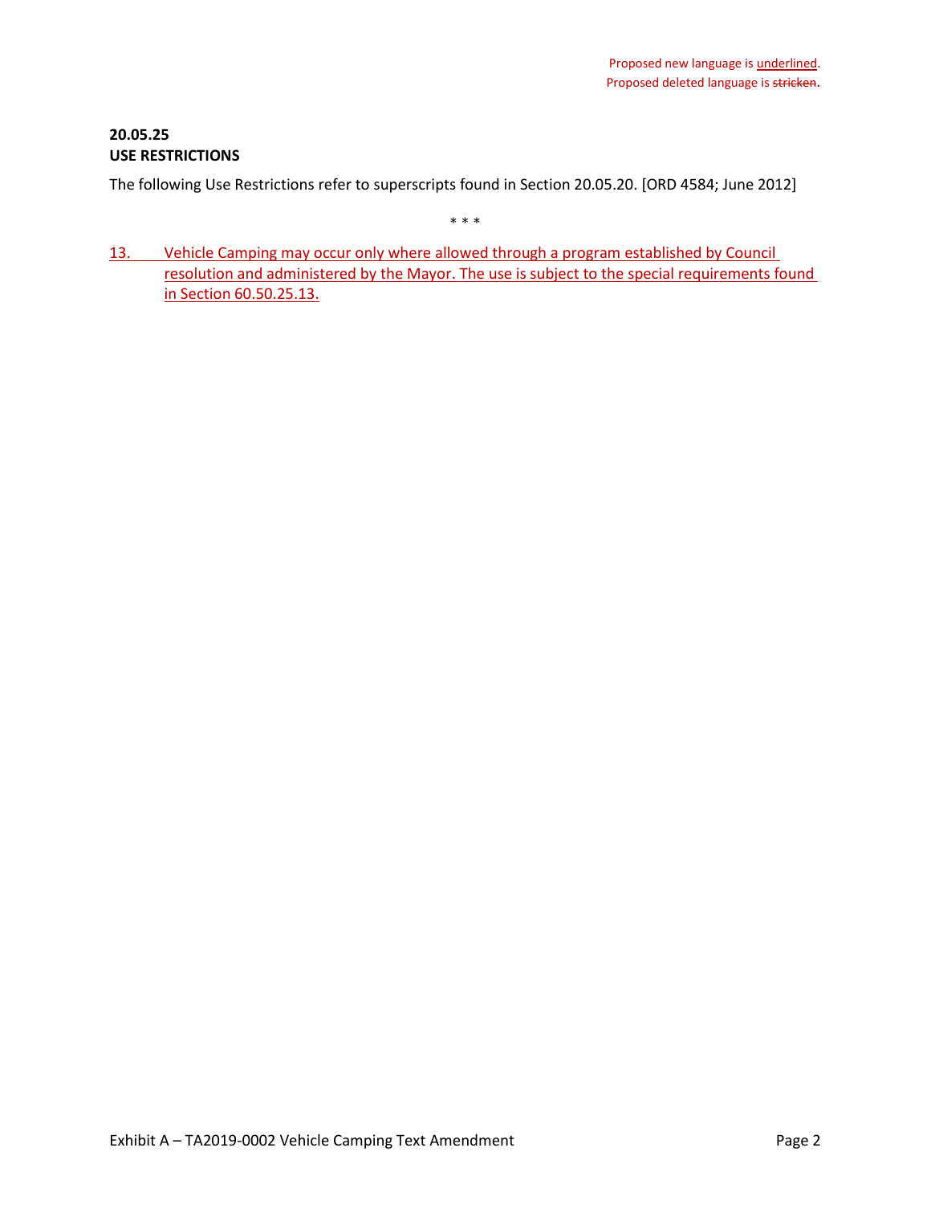Proposed new language is underlined.
Proposed deleted language is ~~stricken~~.

**20.05.25**
**USE RESTRICTIONS**

The following Use Restrictions refer to superscripts found in Section 20.05.20. [ORD 4584; June 2012]

\* \* \*

<u>13. Vehicle Camping may occur only where allowed through a program established by Council resolution and administered by the Mayor. The use is subject to the special requirements found in Section 60.50.25.13.</u>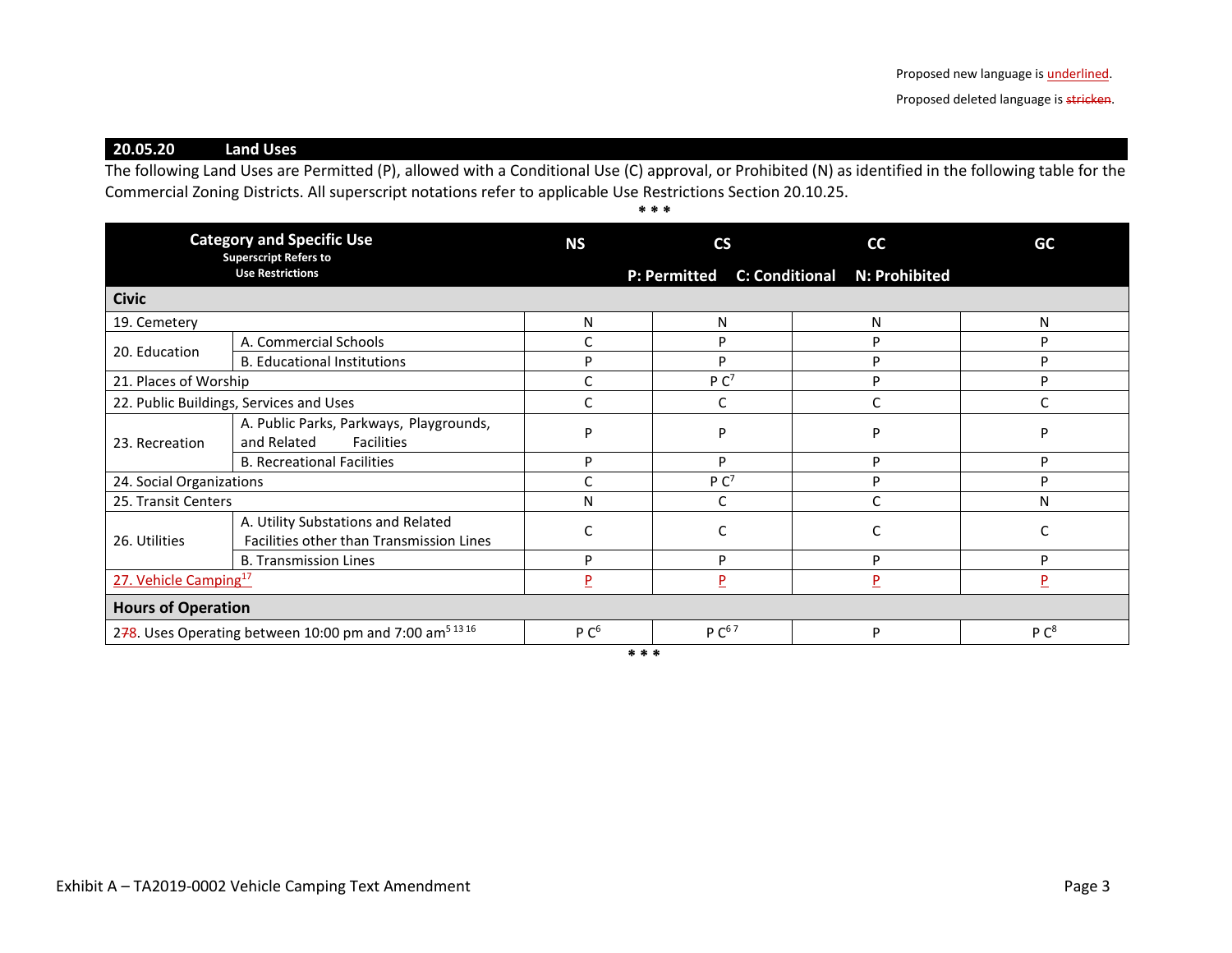Proposed new language is underlined.

Proposed deleted language is ~~stricken~~.

## 20.05.20 Land Uses

The following Land Uses are Permitted (P), allowed with a Conditional Use (C) approval, or Prohibited (N) as identified in the following table for the Commercial Zoning Districts. All superscript notations refer to applicable Use Restrictions Section 20.10.25.

\* \* \*

| Category and Specific Use (Superscript Refers to Use Restrictions) | | NS | CS | CC | GC |
|---|---|---|---|---|---|
| | | P: Permitted | C: Conditional | N: Prohibited | |
| **Civic** | | | | | |
| 19. Cemetery | | N | N | N | N |
| 20. Education | A. Commercial Schools | C | P | P | P |
| | B. Educational Institutions | P | P | P | P |
| 21. Places of Worship | | C | P C[7] | P | P |
| 22. Public Buildings, Services and Uses | | C | C | C | C |
| 23. Recreation | A. Public Parks, Parkways, Playgrounds, and Related Facilities | P | P | P | P |
| | B. Recreational Facilities | P | P | P | P |
| 24. Social Organizations | | C | P C[7] | P | P |
| 25. Transit Centers | | N | C | C | N |
| 26. Utilities | A. Utility Substations and Related Facilities other than Transmission Lines | C | C | C | C |
| | B. Transmission Lines | P | P | P | P |
| <u>27. Vehicle Camping[17]</u> | | <u>P</u> | <u>P</u> | <u>P</u> | <u>P</u> |
| **Hours of Operation** | | | | | |
| 2~~7~~<u>8</u>. Uses Operating between 10:00 pm and 7:00 am[5 13 16] | | P C[6] | P C[6 7] | P | P C[8] |

\* \* \*

Exhibit A – TA2019-0002 Vehicle Camping Text Amendment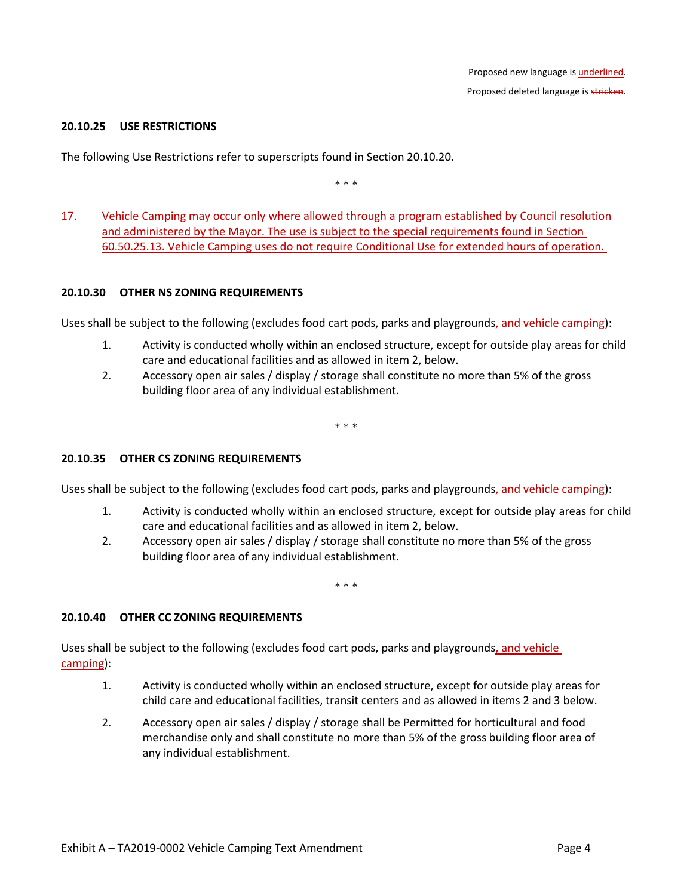Proposed new language is underlined.

Proposed deleted language is ~~stricken~~.

**20.10.25 USE RESTRICTIONS**

The following Use Restrictions refer to superscripts found in Section 20.10.20.

\* \* \*

17. Vehicle Camping may occur only where allowed through a program established by Council resolution and administered by the Mayor. The use is subject to the special requirements found in Section 60.50.25.13. Vehicle Camping uses do not require Conditional Use for extended hours of operation.

**20.10.30 OTHER NS ZONING REQUIREMENTS**

Uses shall be subject to the following (excludes food cart pods, parks and playgrounds, and vehicle camping):

1. Activity is conducted wholly within an enclosed structure, except for outside play areas for child care and educational facilities and as allowed in item 2, below.
2. Accessory open air sales / display / storage shall constitute no more than 5% of the gross building floor area of any individual establishment.

\* \* \*

**20.10.35 OTHER CS ZONING REQUIREMENTS**

Uses shall be subject to the following (excludes food cart pods, parks and playgrounds, and vehicle camping):

1. Activity is conducted wholly within an enclosed structure, except for outside play areas for child care and educational facilities and as allowed in item 2, below.
2. Accessory open air sales / display / storage shall constitute no more than 5% of the gross building floor area of any individual establishment.

\* \* \*

**20.10.40 OTHER CC ZONING REQUIREMENTS**

Uses shall be subject to the following (excludes food cart pods, parks and playgrounds, and vehicle camping):

1. Activity is conducted wholly within an enclosed structure, except for outside play areas for child care and educational facilities, transit centers and as allowed in items 2 and 3 below.
2. Accessory open air sales / display / storage shall be Permitted for horticultural and food merchandise only and shall constitute no more than 5% of the gross building floor area of any individual establishment.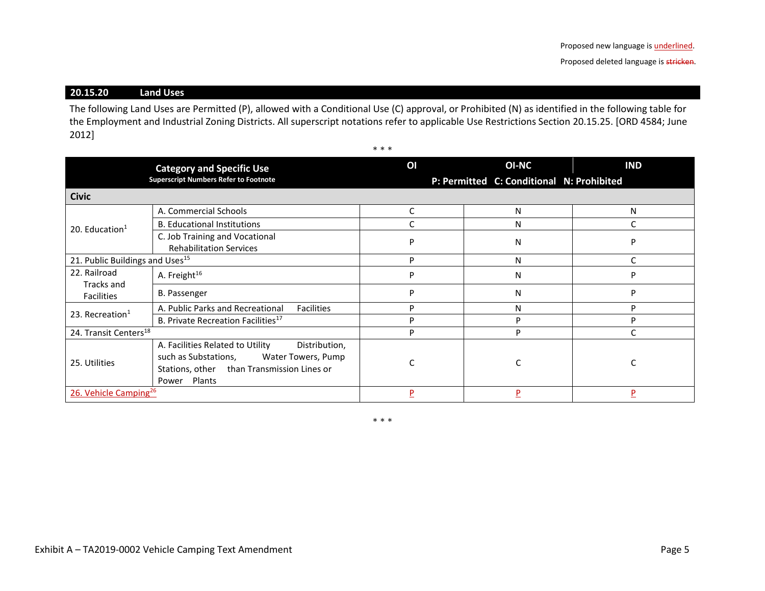Proposed new language is underlined.

Proposed deleted language is ~~stricken~~.

## 20.15.20 Land Uses

The following Land Uses are Permitted (P), allowed with a Conditional Use (C) approval, or Prohibited (N) as identified in the following table for the Employment and Industrial Zoning Districts. All superscript notations refer to applicable Use Restrictions Section 20.15.25. [ORD 4584; June 2012]

\* \* \*

| Category and Specific Use (Superscript Numbers Refer to Footnote) | | OI | OI-NC | IND |
|---|---|---|---|---|
| | | P: Permitted | C: Conditional | N: Prohibited |
| **Civic** | | | | |
| 20. Education[1] | A. Commercial Schools | C | N | N |
| | B. Educational Institutions | C | N | C |
| | C. Job Training and Vocational Rehabilitation Services | P | N | P |
| 21. Public Buildings and Uses[15] | | P | N | C |
| 22. Railroad Tracks and Facilities | A. Freight[16] | P | N | P |
| | B. Passenger | P | N | P |
| 23. Recreation[1] | A. Public Parks and Recreational Facilities | P | N | P |
| | B. Private Recreation Facilities[17] | P | P | P |
| 24. Transit Centers[18] | | P | P | C |
| 25. Utilities | A. Facilities Related to Utility Distribution, such as Substations, Water Towers, Pump Stations, other than Transmission Lines or Power Plants | C | C | C |
| <u>26. Vehicle Camping[26]</u> | | <u>P</u> | <u>P</u> | <u>P</u> |

\* \* \*

Exhibit A – TA2019-0002 Vehicle Camping Text Amendment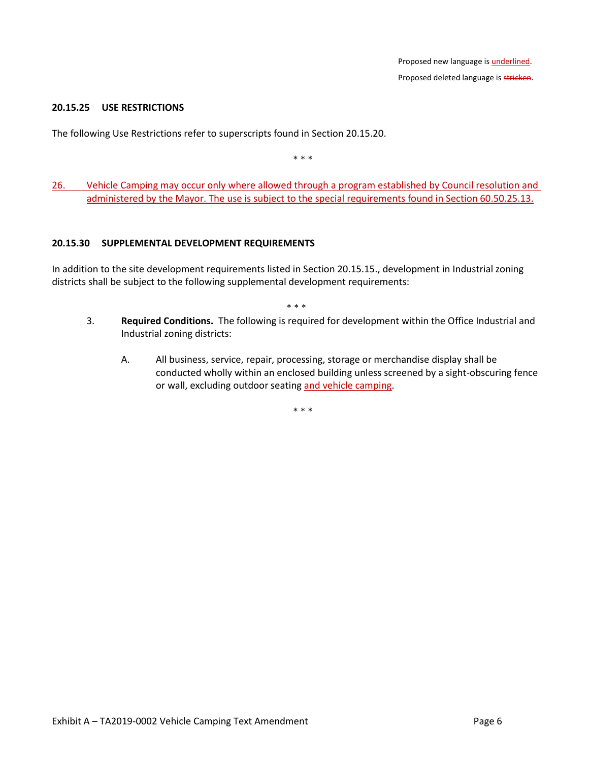Proposed new language is <u>underlined</u>.

Proposed deleted language is ~~stricken~~.

### 20.15.25 USE RESTRICTIONS

The following Use Restrictions refer to superscripts found in Section 20.15.20.

\* \* \*

<u>26. Vehicle Camping may occur only where allowed through a program established by Council resolution and administered by the Mayor. The use is subject to the special requirements found in Section 60.50.25.13.</u>

### 20.15.30 SUPPLEMENTAL DEVELOPMENT REQUIREMENTS

In addition to the site development requirements listed in Section 20.15.15., development in Industrial zoning districts shall be subject to the following supplemental development requirements:

\* \* \*

3. **Required Conditions.** The following is required for development within the Office Industrial and Industrial zoning districts:

   A. All business, service, repair, processing, storage or merchandise display shall be conducted wholly within an enclosed building unless screened by a sight-obscuring fence or wall, excluding outdoor seating <u>and vehicle camping</u>.

\* \* \*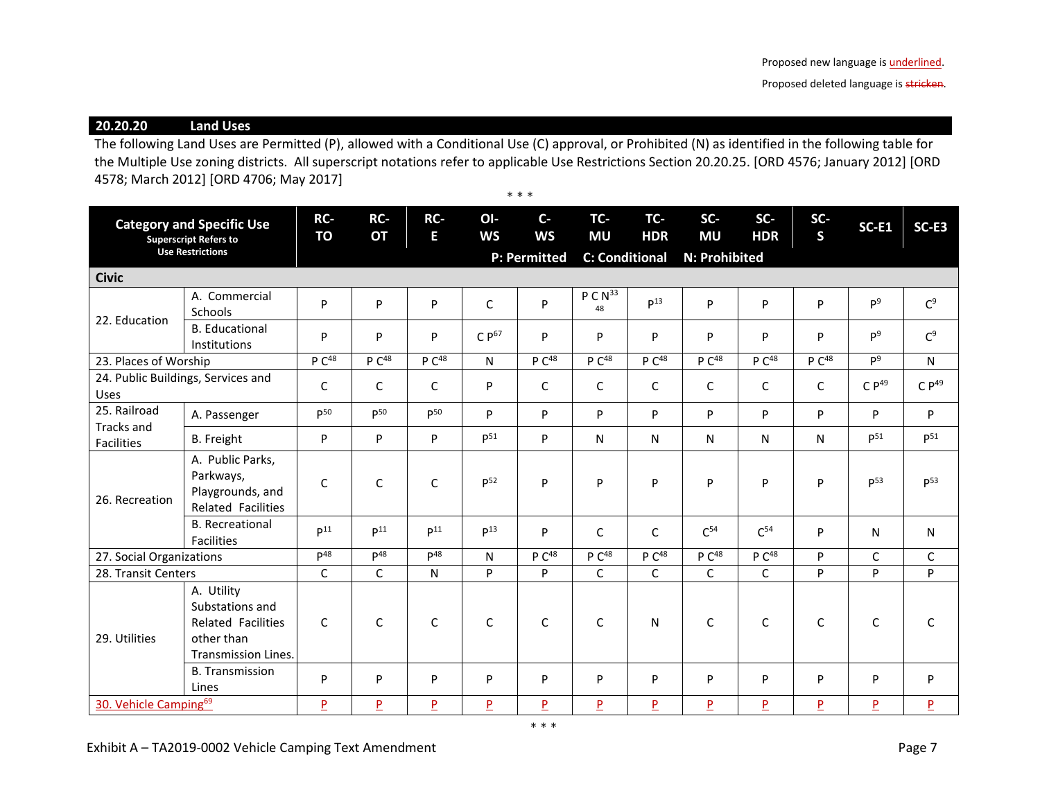Proposed new language is underlined.

Proposed deleted language is ~~stricken~~.

## 20.20.20 Land Uses

The following Land Uses are Permitted (P), allowed with a Conditional Use (C) approval, or Prohibited (N) as identified in the following table for the Multiple Use zoning districts. All superscript notations refer to applicable Use Restrictions Section 20.20.25. [ORD 4576; January 2012] [ORD 4578; March 2012] [ORD 4706; May 2017]

\* \* \*

| Category and Specific Use (Superscript Refers to Use Restrictions) | | RC-TO | RC-OT | RC-E | OI-WS | C-WS | TC-MU | TC-HDR | SC-MU | SC-HDR | SC-S | SC-E1 | SC-E3 |
|---|---|---|---|---|---|---|---|---|---|---|---|---|---|
| | | | | | P: Permitted | | C: Conditional | | N: Prohibited | | | | |
| **Civic** | | | | | | | | | | | | | |
| 22. Education | A. Commercial Schools | P | P | P | C | P | P C N[33] [48] | P[13] | P | P | P | P[9] | C[9] |
| | B. Educational Institutions | P | P | P | C P[67] | P | P | P | P | P | P | P[9] | C[9] |
| 23. Places of Worship | | P C[48] | P C[48] | P C[48] | N | P C[48] | P C[48] | P C[48] | P C[48] | P C[48] | P C[48] | P[9] | N |
| 24. Public Buildings, Services and Uses | | C | C | C | P | C | C | C | C | C | C | C P[49] | C P[49] |
| 25. Railroad Tracks and Facilities | A. Passenger | P[50] | P[50] | P[50] | P | P | P | P | P | P | P | P | P |
| | B. Freight | P | P | P | P[51] | P | N | N | N | N | N | P[51] | P[51] |
| 26. Recreation | A. Public Parks, Parkways, Playgrounds, and Related Facilities | C | C | C | P[52] | P | P | P | P | P | P | P[53] | P[53] |
| | B. Recreational Facilities | P[11] | P[11] | P[11] | P[13] | P | C | C | C[54] | C[54] | P | N | N |
| 27. Social Organizations | | P[48] | P[48] | P[48] | N | P C[48] | P C[48] | P C[48] | P C[48] | P C[48] | P | C | C |
| 28. Transit Centers | | C | C | N | P | P | C | C | C | C | P | P | P |
| 29. Utilities | A. Utility Substations and Related Facilities other than Transmission Lines. | C | C | C | C | C | C | N | C | C | C | C | C |
| | B. Transmission Lines | P | P | P | P | P | P | P | P | P | P | P | P |
| 30. Vehicle Camping[69] | | P | P | P | P | P | P | P | P | P | P | P | P |

\* \* \*

Exhibit A – TA2019-0002 Vehicle Camping Text Amendment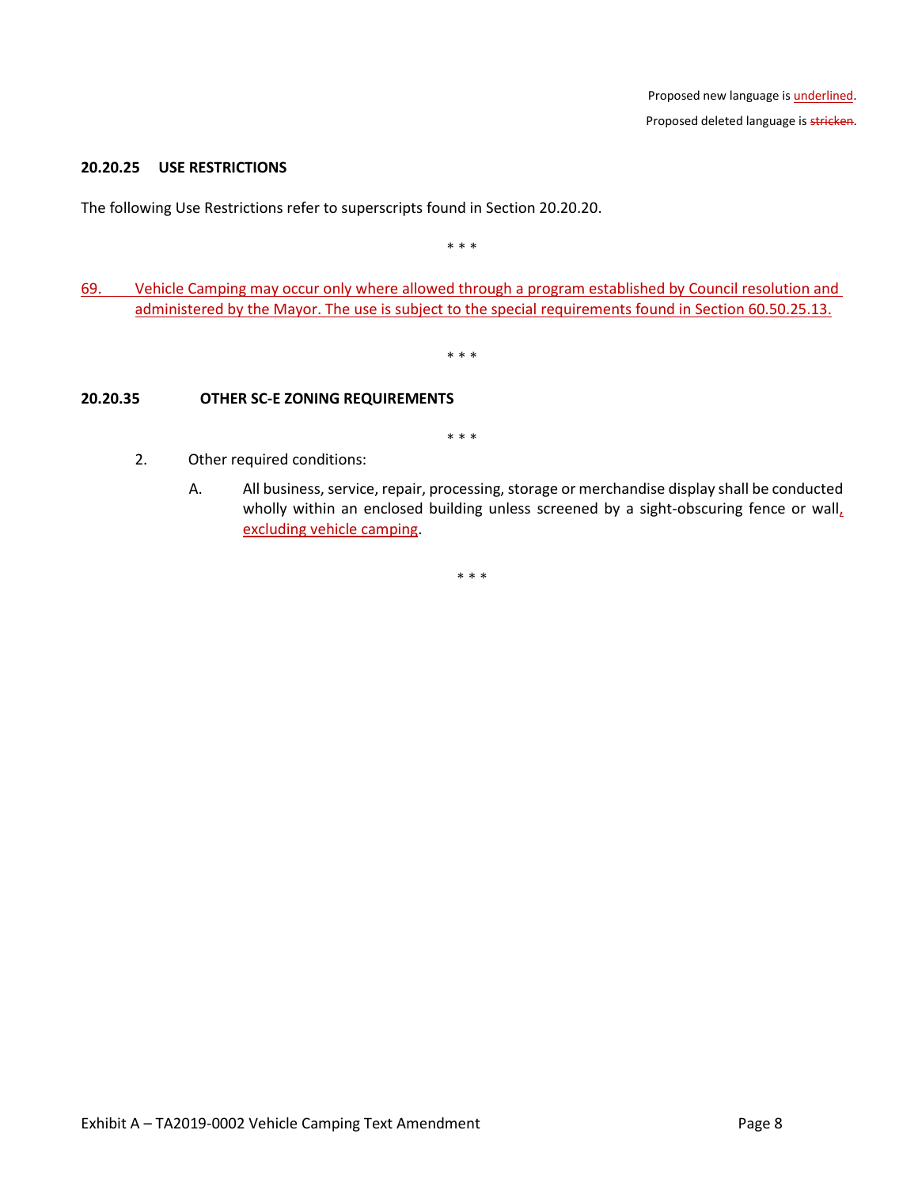Proposed new language is <u>underlined</u>.

Proposed deleted language is ~~stricken~~.

**20.20.25 USE RESTRICTIONS**

The following Use Restrictions refer to superscripts found in Section 20.20.20.

\* \* \*

<u>69. Vehicle Camping may occur only where allowed through a program established by Council resolution and administered by the Mayor. The use is subject to the special requirements found in Section 60.50.25.13.</u>

\* \* \*

**20.20.35 OTHER SC-E ZONING REQUIREMENTS**

\* \* \*

2. Other required conditions:

   A. All business, service, repair, processing, storage or merchandise display shall be conducted wholly within an enclosed building unless screened by a sight-obscuring fence or wall<u>, excluding vehicle camping</u>.

\* \* \*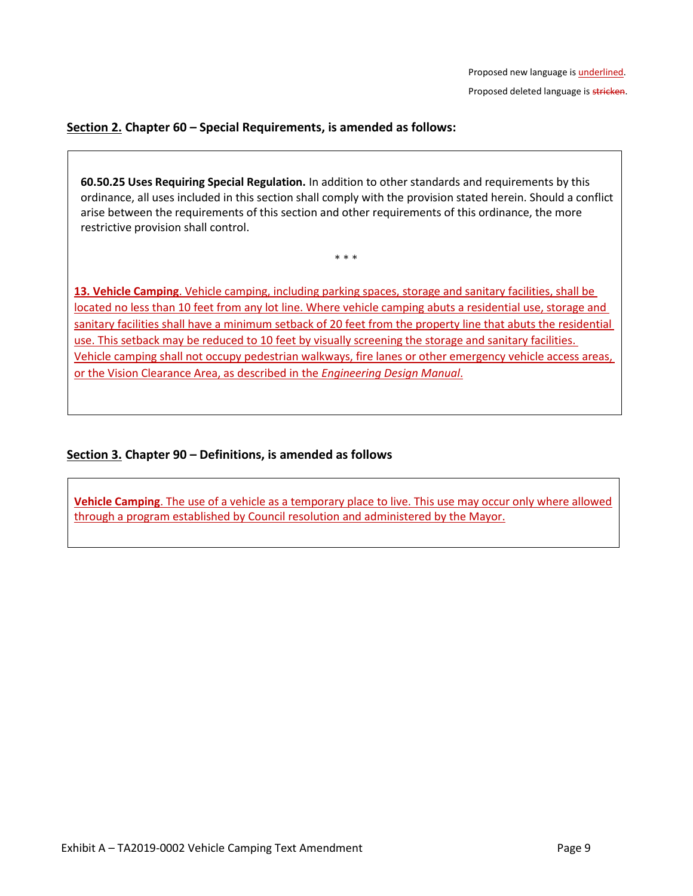Proposed new language is <u>underlined</u>.

Proposed deleted language is ~~stricken~~.

**<u>Section 2.</u> Chapter 60 – Special Requirements, is amended as follows:**

**60.50.25 Uses Requiring Special Regulation.** In addition to other standards and requirements by this ordinance, all uses included in this section shall comply with the provision stated herein. Should a conflict arise between the requirements of this section and other requirements of this ordinance, the more restrictive provision shall control.

\* \* \*

<u>**13. Vehicle Camping**. Vehicle camping, including parking spaces, storage and sanitary facilities, shall be located no less than 10 feet from any lot line. Where vehicle camping abuts a residential use, storage and sanitary facilities shall have a minimum setback of 20 feet from the property line that abuts the residential use. This setback may be reduced to 10 feet by visually screening the storage and sanitary facilities. Vehicle camping shall not occupy pedestrian walkways, fire lanes or other emergency vehicle access areas, or the Vision Clearance Area, as described in the *Engineering Design Manual*.</u>

**<u>Section 3.</u> Chapter 90 – Definitions, is amended as follows**

<u>**Vehicle Camping**. The use of a vehicle as a temporary place to live. This use may occur only where allowed through a program established by Council resolution and administered by the Mayor.</u>

Exhibit A – TA2019-0002 Vehicle Camping Text Amendment